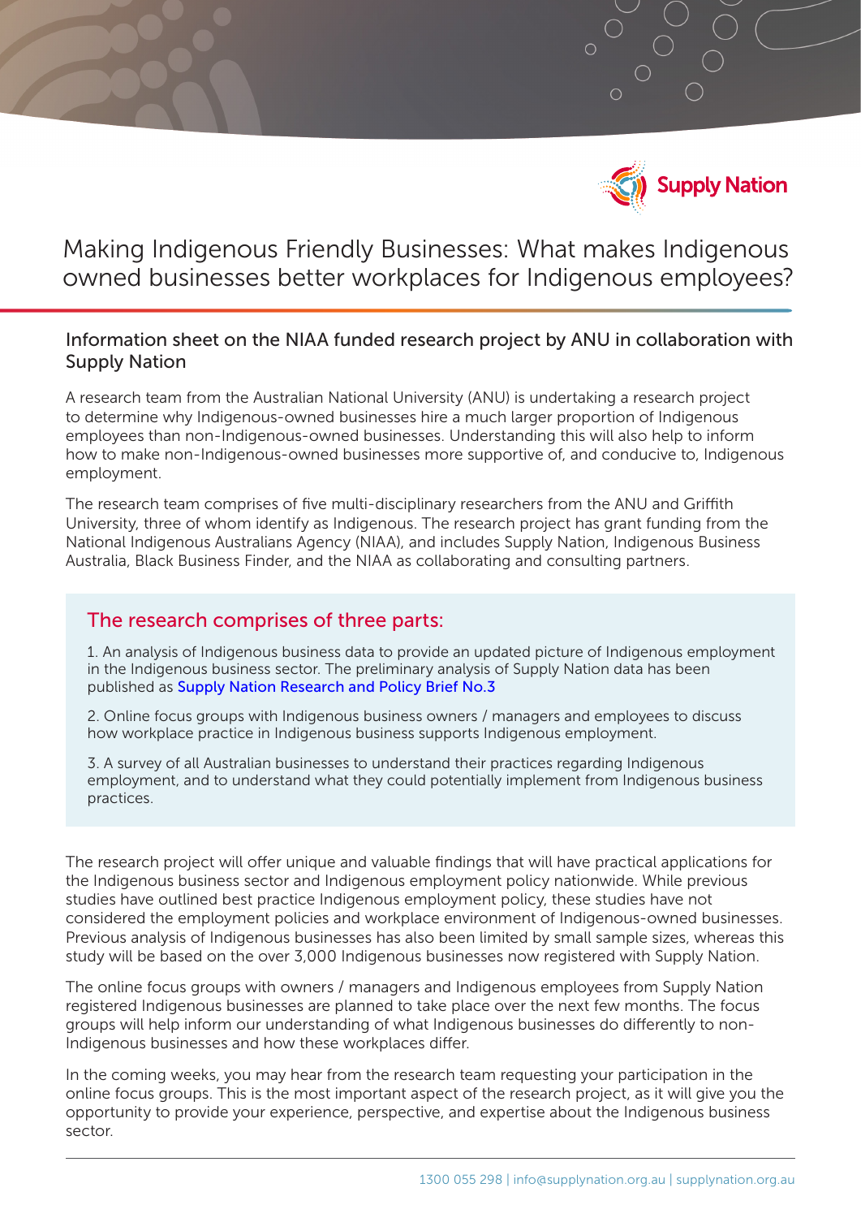Supply Nation

# Making Indigenous Friendly Businesses: What makes Indigenous owned businesses better workplaces for Indigenous employees?

## Information sheet on the NIAA funded research project by ANU in collaboration with Supply Nation

A research team from the Australian National University (ANU) is undertaking a research project to determine why Indigenous-owned businesses hire a much larger proportion of Indigenous employees than non-Indigenous-owned businesses. Understanding this will also help to inform how to make non-Indigenous-owned businesses more supportive of, and conducive to, Indigenous employment.

The research team comprises of five multi-disciplinary researchers from the ANU and Griffith University, three of whom identify as Indigenous. The research project has grant funding from the National Indigenous Australians Agency (NIAA), and includes Supply Nation, Indigenous Business Australia, Black Business Finder, and the NIAA as collaborating and consulting partners.

### The research comprises of three parts:

1. An analysis of Indigenous business data to provide an updated picture of Indigenous employment in the Indigenous business sector. The preliminary analysis of Supply Nation data has been published as Supply Nation Research and Policy Brief No.3

2. Online focus groups with Indigenous business owners / managers and employees to discuss how workplace practice in Indigenous business supports Indigenous employment.

3. A survey of all Australian businesses to understand their practices regarding Indigenous employment, and to understand what they could potentially implement from Indigenous business practices.

The research project will offer unique and valuable findings that will have practical applications for the Indigenous business sector and Indigenous employment policy nationwide. While previous studies have outlined best practice Indigenous employment policy, these studies have not considered the employment policies and workplace environment of Indigenous-owned businesses. Previous analysis of Indigenous businesses has also been limited by small sample sizes, whereas this study will be based on the over 3,000 Indigenous businesses now registered with Supply Nation.

The online focus groups with owners / managers and Indigenous employees from Supply Nation registered Indigenous businesses are planned to take place over the next few months. The focus groups will help inform our understanding of what Indigenous businesses do differently to non-Indigenous businesses and how these workplaces differ.

In the coming weeks, you may hear from the research team requesting your participation in the online focus groups. This is the most important aspect of the research project, as it will give you the opportunity to provide your experience, perspective, and expertise about the Indigenous business sector.

1300 055 298 | info@supplynation.org.au | supplynation.org.au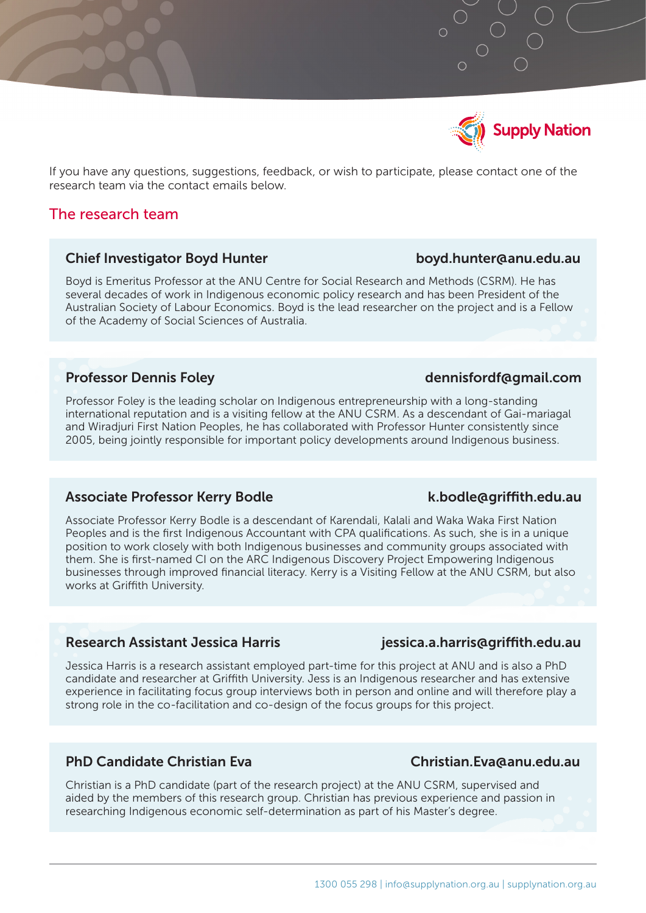If you have any questions, suggestions, feedback, or wish to participate, please contact one of the research team via the contact emails below.

## The research team

### Chief Investigator Boyd Hunter — boyd.hunter@anu.edu.au

Boyd is Emeritus Professor at the ANU Centre for Social Research and Methods (CSRM). He has several decades of work in Indigenous economic policy research and has been President of the Australian Society of Labour Economics. Boyd is the lead researcher on the project and is a Fellow of the Academy of Social Sciences of Australia.

### Professor Dennis Foley — dennisfordf@gmail.com

Professor Foley is the leading scholar on Indigenous entrepreneurship with a long-standing international reputation and is a visiting fellow at the ANU CSRM. As a descendant of Gai-mariagal and Wiradjuri First Nation Peoples, he has collaborated with Professor Hunter consistently since 2005, being jointly responsible for important policy developments around Indigenous business.

### Associate Professor Kerry Bodle — k.bodle@griffith.edu.au

Associate Professor Kerry Bodle is a descendant of Karendali, Kalali and Waka Waka First Nation Peoples and is the first Indigenous Accountant with CPA qualifications. As such, she is in a unique position to work closely with both Indigenous businesses and community groups associated with them. She is first-named CI on the ARC Indigenous Discovery Project Empowering Indigenous businesses through improved financial literacy. Kerry is a Visiting Fellow at the ANU CSRM, but also works at Griffith University.

### Research Assistant Jessica Harris — jessica.a.harris@griffith.edu.au

Jessica Harris is a research assistant employed part-time for this project at ANU and is also a PhD candidate and researcher at Griffith University. Jess is an Indigenous researcher and has extensive experience in facilitating focus group interviews both in person and online and will therefore play a strong role in the co-facilitation and co-design of the focus groups for this project.

### PhD Candidate Christian Eva — Christian.Eva@anu.edu.au

Christian is a PhD candidate (part of the research project) at the ANU CSRM, supervised and aided by the members of this research group. Christian has previous experience and passion in researching Indigenous economic self-determination as part of his Master's degree.